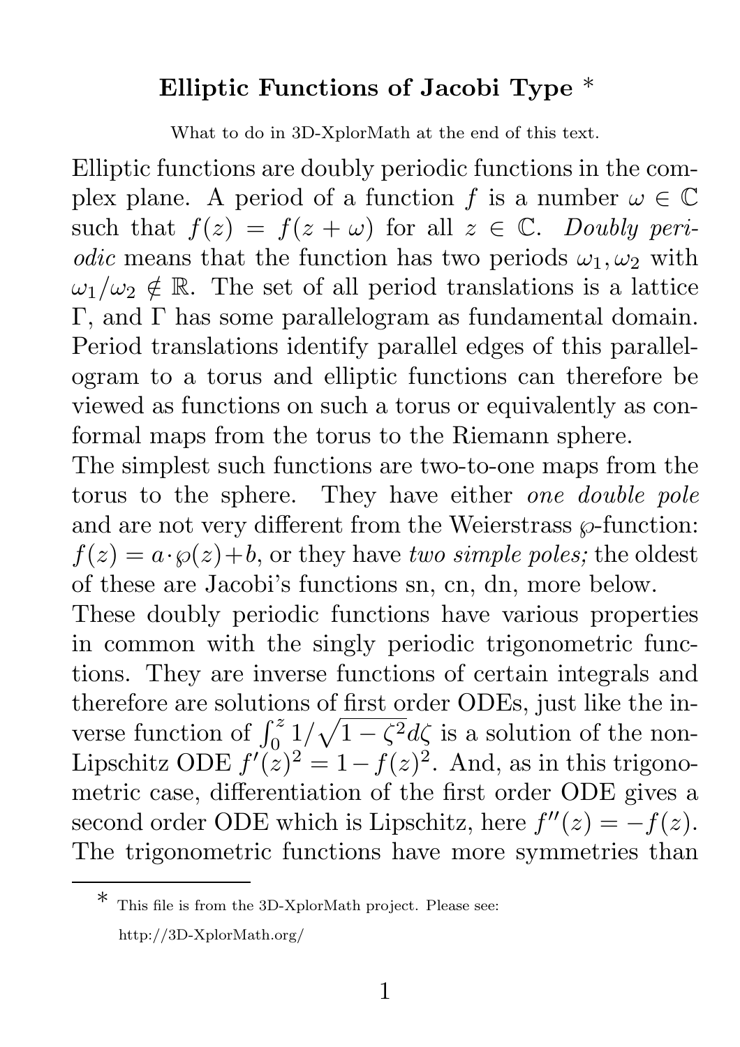# Elliptic Functions of Jacobi Type *

What to do in 3D-XplorMath at the end of this text.

Elliptic functions are doubly periodic functions in the complex plane. A period of a function $f$ is a number $\omega \in \mathbb{C}$ such that $f(z) = f(z + \omega)$ for all $z \in \mathbb{C}$. *Doubly periodic* means that the function has two periods $\omega_1, \omega_2$ with $\omega_1/\omega_2 \notin \mathbb{R}$. The set of all period translations is a lattice $\Gamma$, and $\Gamma$ has some parallelogram as fundamental domain. Period translations identify parallel edges of this parallelogram to a torus and elliptic functions can therefore be viewed as functions on such a torus or equivalently as conformal maps from the torus to the Riemann sphere.

The simplest such functions are two-to-one maps from the torus to the sphere. They have either *one double pole* and are not very different from the Weierstrass $\wp$-function: $f(z) = a \cdot \wp(z) + b$, or they have *two simple poles;* the oldest of these are Jacobi's functions sn, cn, dn, more below.

These doubly periodic functions have various properties in common with the singly periodic trigonometric functions. They are inverse functions of certain integrals and therefore are solutions of first order ODEs, just like the inverse function of $\int_0^z 1/\sqrt{1-\zeta^2} d\zeta$ is a solution of the non-Lipschitz ODE $f'(z)^2 = 1 - f(z)^2$. And, as in this trigonometric case, differentiation of the first order ODE gives a second order ODE which is Lipschitz, here $f''(z) = -f(z)$. The trigonometric functions have more symmetries than

* This file is from the 3D-XplorMath project. Please see: http://3D-XplorMath.org/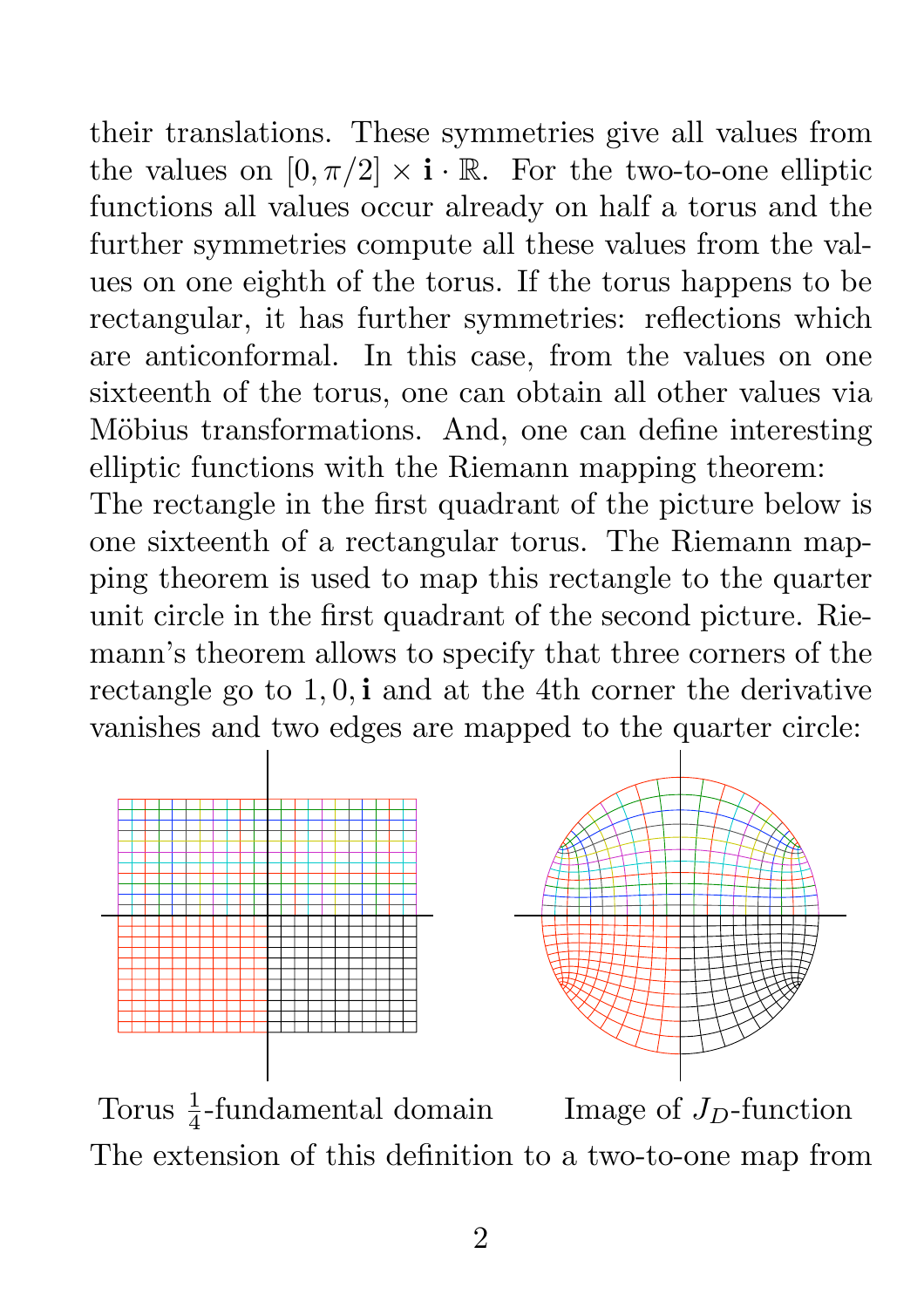their translations. These symmetries give all values from the values on $[0, \pi/2] \times \mathbf{i} \cdot \mathbb{R}$. For the two-to-one elliptic functions all values occur already on half a torus and the further symmetries compute all these values from the values on one eighth of the torus. If the torus happens to be rectangular, it has further symmetries: reflections which are anticonformal. In this case, from the values on one sixteenth of the torus, one can obtain all other values via Möbius transformations. And, one can define interesting elliptic functions with the Riemann mapping theorem:
The rectangle in the first quadrant of the picture below is one sixteenth of a rectangular torus. The Riemann mapping theorem is used to map this rectangle to the quarter unit circle in the first quadrant of the second picture. Riemann's theorem allows to specify that three corners of the rectangle go to $1, 0, \mathbf{i}$ and at the 4th corner the derivative vanishes and two edges are mapped to the quarter circle:

Torus $\frac{1}{4}$-fundamental domain Image of $J_D$-function

The extension of this definition to a two-to-one map from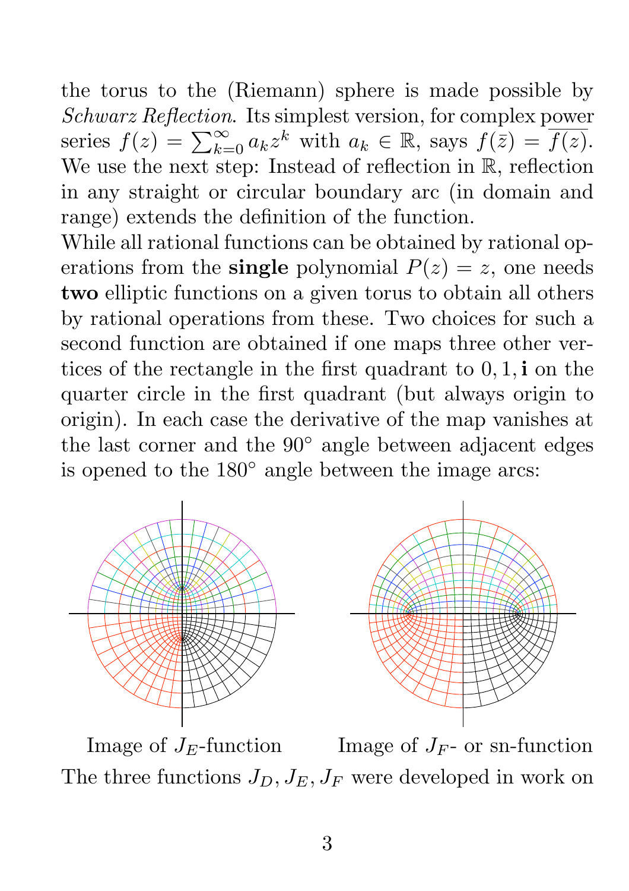the torus to the (Riemann) sphere is made possible by *Schwarz Reflection*. Its simplest version, for complex power series $f(z) = \sum_{k=0}^{\infty} a_k z^k$ with $a_k \in \mathbb{R}$, says $f(\bar{z}) = \overline{f(z)}$. We use the next step: Instead of reflection in $\mathbb{R}$, reflection in any straight or circular boundary arc (in domain and range) extends the definition of the function.

While all rational functions can be obtained by rational operations from the **single** polynomial $P(z) = z$, one needs **two** elliptic functions on a given torus to obtain all others by rational operations from these. Two choices for such a second function are obtained if one maps three other vertices of the rectangle in the first quadrant to $0, 1, \mathbf{i}$ on the quarter circle in the first quadrant (but always origin to origin). In each case the derivative of the map vanishes at the last corner and the $90°$ angle between adjacent edges is opened to the $180°$ angle between the image arcs:

Image of $J_E$-function

Image of $J_F$- or sn-function

The three functions $J_D, J_E, J_F$ were developed in work on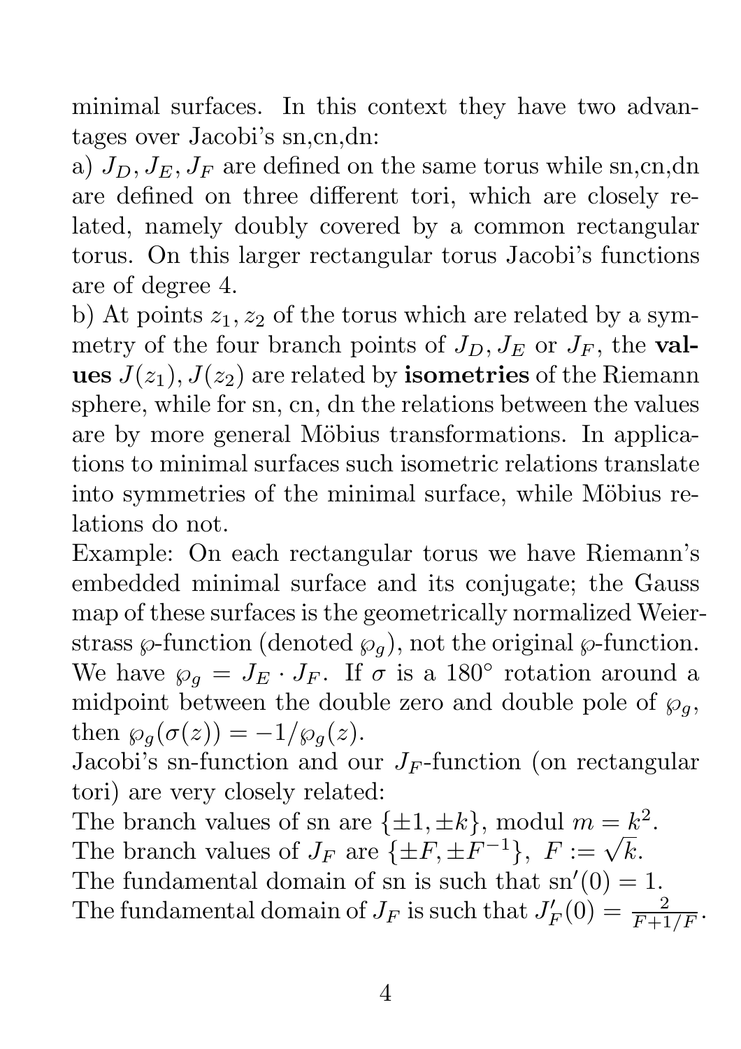minimal surfaces. In this context they have two advantages over Jacobi's sn,cn,dn:

a) $J_D, J_E, J_F$ are defined on the same torus while sn,cn,dn are defined on three different tori, which are closely related, namely doubly covered by a common rectangular torus. On this larger rectangular torus Jacobi's functions are of degree 4.

b) At points $z_1, z_2$ of the torus which are related by a symmetry of the four branch points of $J_D, J_E$ or $J_F$, the **values** $J(z_1), J(z_2)$ are related by **isometries** of the Riemann sphere, while for sn, cn, dn the relations between the values are by more general Möbius transformations. In applications to minimal surfaces such isometric relations translate into symmetries of the minimal surface, while Möbius relations do not.

Example: On each rectangular torus we have Riemann's embedded minimal surface and its conjugate; the Gauss map of these surfaces is the geometrically normalized Weierstrass $\wp$-function (denoted $\wp_g$), not the original $\wp$-function. We have $\wp_g = J_E \cdot J_F$. If $\sigma$ is a $180°$ rotation around a midpoint between the double zero and double pole of $\wp_g$, then $\wp_g(\sigma(z)) = -1/\wp_g(z)$.

Jacobi's sn-function and our $J_F$-function (on rectangular tori) are very closely related:

The branch values of sn are $\{\pm 1, \pm k\}$, modul $m = k^2$.

The branch values of $J_F$ are $\{\pm F, \pm F^{-1}\}$, $F := \sqrt{k}$.

The fundamental domain of sn is such that $\mathrm{sn}'(0) = 1$.

The fundamental domain of $J_F$ is such that $J_F'(0) = \frac{2}{F+1/F}$.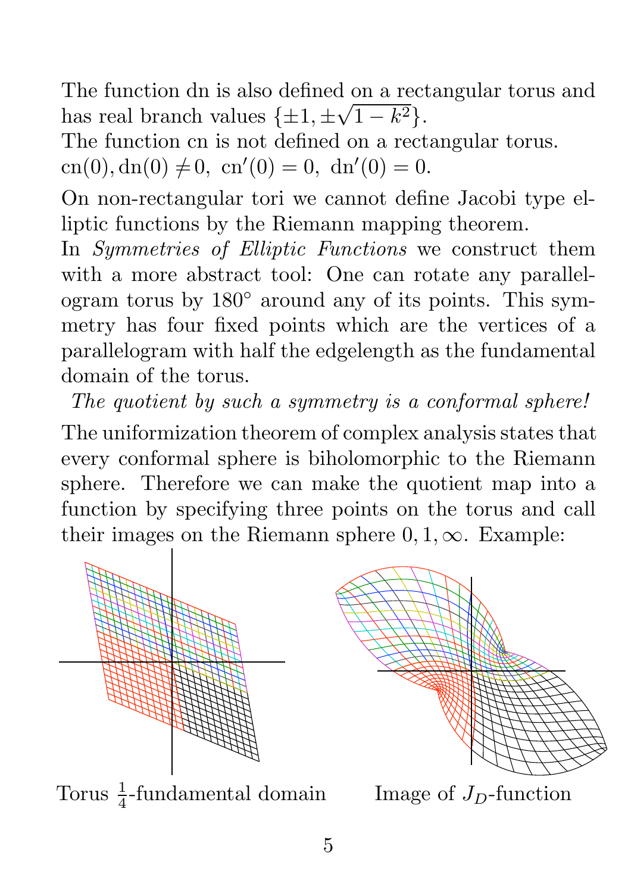The function dn is also defined on a rectangular torus and has real branch values $\{\pm 1, \pm\sqrt{1-k^2}\}$.
The function cn is not defined on a rectangular torus.
$\mathrm{cn}(0), \mathrm{dn}(0) \neq 0,\ \mathrm{cn}'(0) = 0,\ \mathrm{dn}'(0) = 0.$

On non-rectangular tori we cannot define Jacobi type elliptic functions by the Riemann mapping theorem.
In *Symmetries of Elliptic Functions* we construct them with a more abstract tool: One can rotate any parallelogram torus by 180° around any of its points. This symmetry has four fixed points which are the vertices of a parallelogram with half the edgelength as the fundamental domain of the torus.

*The quotient by such a symmetry is a conformal sphere!*

The uniformization theorem of complex analysis states that every conformal sphere is biholomorphic to the Riemann sphere. Therefore we can make the quotient map into a function by specifying three points on the torus and call their images on the Riemann sphere $0, 1, \infty$. Example:

Torus $\frac{1}{4}$-fundamental domain

Image of $J_D$-function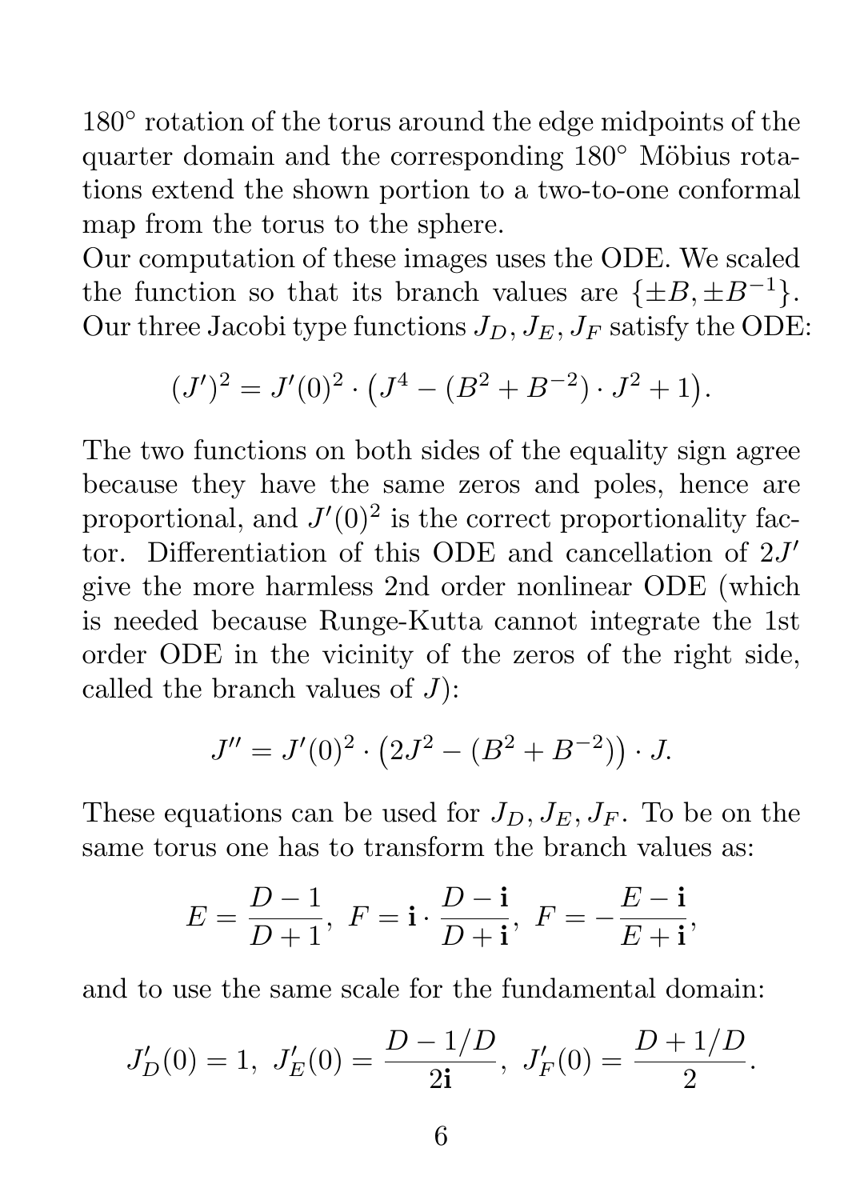180° rotation of the torus around the edge midpoints of the quarter domain and the corresponding 180° Möbius rotations extend the shown portion to a two-to-one conformal map from the torus to the sphere.

Our computation of these images uses the ODE. We scaled the function so that its branch values are $\{\pm B, \pm B^{-1}\}$. Our three Jacobi type functions $J_D, J_E, J_F$ satisfy the ODE:

$$(J')^2 = J'(0)^2 \cdot \big(J^4 - (B^2 + B^{-2}) \cdot J^2 + 1\big).$$

The two functions on both sides of the equality sign agree because they have the same zeros and poles, hence are proportional, and $J'(0)^2$ is the correct proportionality factor. Differentiation of this ODE and cancellation of $2J'$ give the more harmless 2nd order nonlinear ODE (which is needed because Runge-Kutta cannot integrate the 1st order ODE in the vicinity of the zeros of the right side, called the branch values of $J$):

$$J'' = J'(0)^2 \cdot \big(2J^2 - (B^2 + B^{-2})\big) \cdot J.$$

These equations can be used for $J_D, J_E, J_F$. To be on the same torus one has to transform the branch values as:

$$E = \frac{D-1}{D+1},\ F = \mathbf{i} \cdot \frac{D - \mathbf{i}}{D + \mathbf{i}},\ F = -\frac{E - \mathbf{i}}{E + \mathbf{i}},$$

and to use the same scale for the fundamental domain:

$$J'_D(0) = 1,\ J'_E(0) = \frac{D - 1/D}{2\mathbf{i}},\ J'_F(0) = \frac{D + 1/D}{2}.$$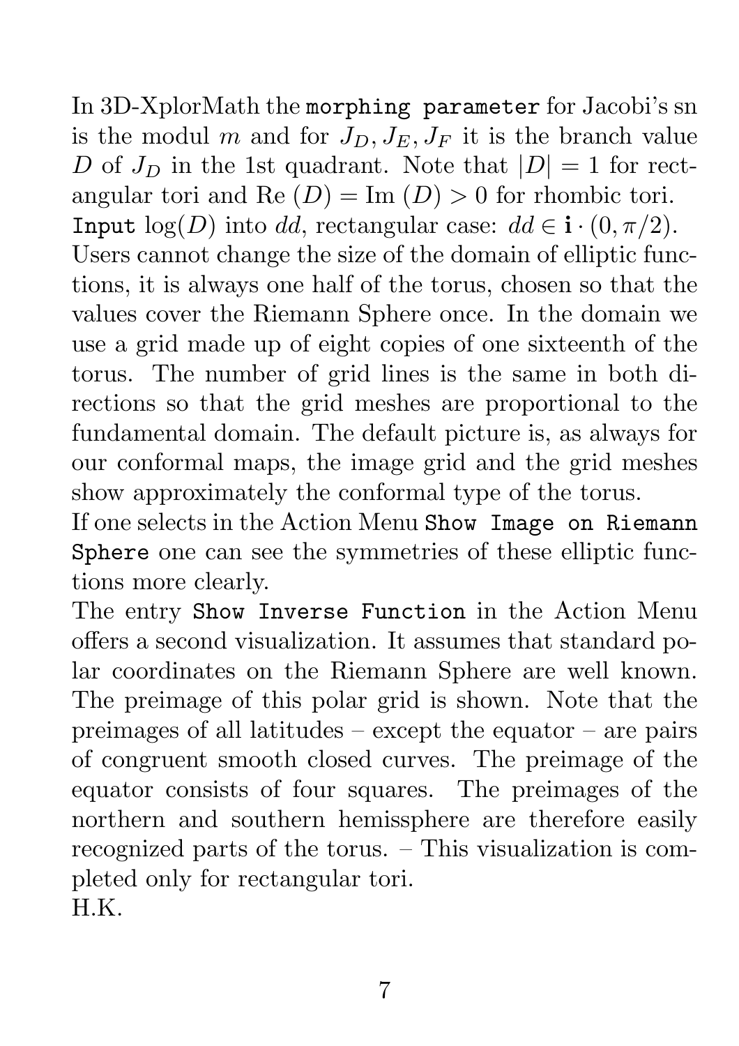In 3D-XplorMath the `morphing parameter` for Jacobi's sn is the modul $m$ and for $J_D, J_E, J_F$ it is the branch value $D$ of $J_D$ in the 1st quadrant. Note that $|D| = 1$ for rectangular tori and Re $(D) =$ Im $(D) > 0$ for rhombic tori. `Input` $\log(D)$ into $dd$, rectangular case: $dd \in \mathbf{i} \cdot (0, \pi/2)$. Users cannot change the size of the domain of elliptic functions, it is always one half of the torus, chosen so that the values cover the Riemann Sphere once. In the domain we use a grid made up of eight copies of one sixteenth of the torus. The number of grid lines is the same in both directions so that the grid meshes are proportional to the fundamental domain. The default picture is, as always for our conformal maps, the image grid and the grid meshes show approximately the conformal type of the torus.
If one selects in the Action Menu `Show Image on Riemann Sphere` one can see the symmetries of these elliptic functions more clearly.
The entry `Show Inverse Function` in the Action Menu offers a second visualization. It assumes that standard polar coordinates on the Riemann Sphere are well known. The preimage of this polar grid is shown. Note that the preimages of all latitudes – except the equator – are pairs of congruent smooth closed curves. The preimage of the equator consists of four squares. The preimages of the northern and southern hemissphere are therefore easily recognized parts of the torus. – This visualization is completed only for rectangular tori.
H.K.